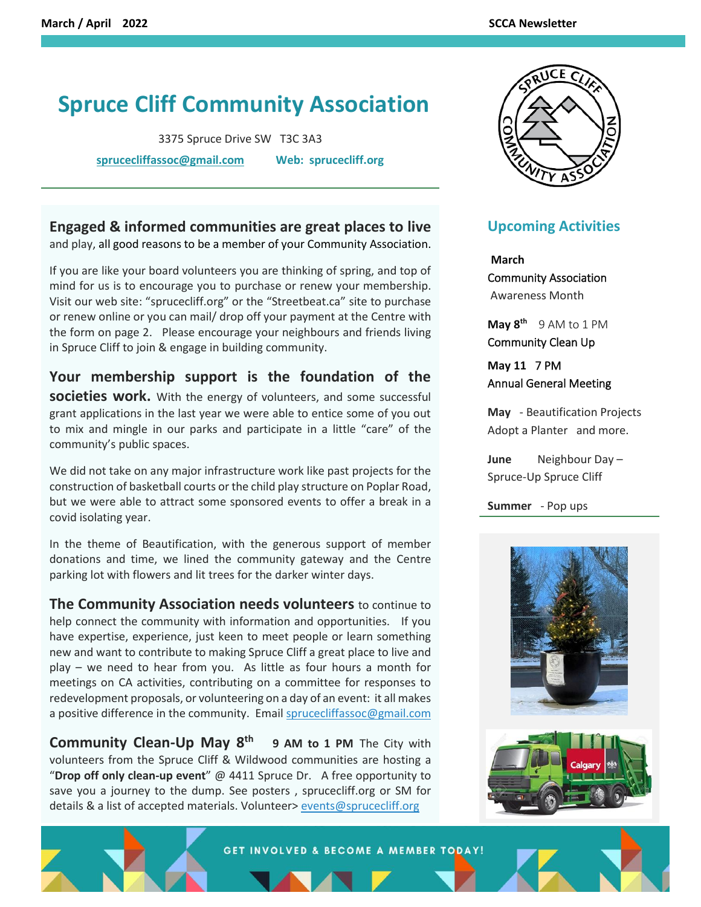# Spruce Cliff Community Association

3375 Spruce Drive SW T3C 3A3

sprucecliffassoc@gmail.com Web: sprucecliff.org

**Engaged & informed communities are great places to live** and play, all good reasons to be a member of your Community Association.

If you are like your board volunteers you are thinking of spring, and top of mind for us is to encourage you to purchase or renew your membership. Visit our web site: "sprucecliff.org" or the "Streetbeat.ca" site to purchase or renew online or you can mail/ drop off your payment at the Centre with the form on page 2. Please encourage your neighbours and friends living in Spruce Cliff to join & engage in building community.

**Your membership support is the foundation of the societies work.** With the energy of volunteers, and some successful grant applications in the last year we were able to entice some of you out to mix and mingle in our parks and participate in a little "care" of the community's public spaces.

We did not take on any major infrastructure work like past projects for the construction of basketball courts or the child play structure on Poplar Road, but we were able to attract some sponsored events to offer a break in a covid isolating year.

In the theme of Beautification, with the generous support of member donations and time, we lined the community gateway and the Centre parking lot with flowers and lit trees for the darker winter days.

**The Community Association needs volunteers** to continue to help connect the community with information and opportunities. If you have expertise, experience, just keen to meet people or learn something new and want to contribute to making Spruce Cliff a great place to live and play – we need to hear from you. As little as four hours a month for meetings on CA activities, contributing on a committee for responses to redevelopment proposals, or volunteering on a day of an event: it all makes a positive difference in the community. Email sprucecliffassoc@gmail.com

**Community Clean-Up May 8th** **9 AM to 1 PM** The City with volunteers from the Spruce Cliff & Wildwood communities are hosting a "**Drop off only clean-up event**" @ 4411 Spruce Dr. A free opportunity to save you a journey to the dump. See posters , sprucecliff.org or SM for details & a list of accepted materials. Volunteer> events@sprucecliff.org

## Upcoming Activities

**March**
Community Association Awareness Month

**May 8th** 9 AM to 1 PM
Community Clean Up

**May 11** 7 PM
Annual General Meeting

**May** - Beautification Projects Adopt a Planter and more.

**June** Neighbour Day – Spruce-Up Spruce Cliff

**Summer** - Pop ups

GET INVOLVED & BECOME A MEMBER TODAY!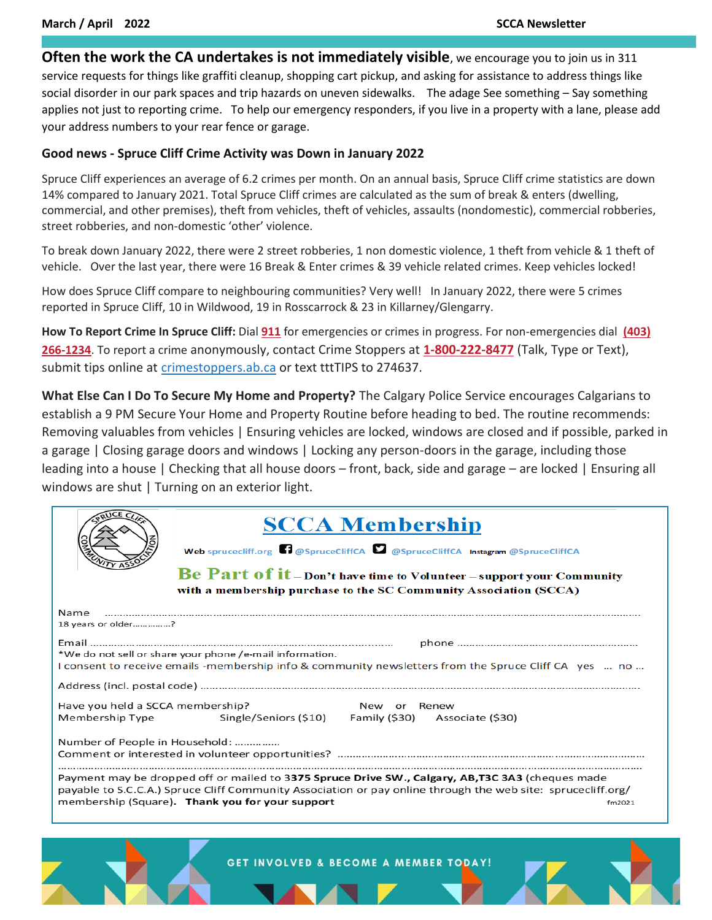**Often the work the CA undertakes is not immediately visible**, we encourage you to join us in 311 service requests for things like graffiti cleanup, shopping cart pickup, and asking for assistance to address things like social disorder in our park spaces and trip hazards on uneven sidewalks. The adage See something – Say something applies not just to reporting crime. To help our emergency responders, if you live in a property with a lane, please add your address numbers to your rear fence or garage.

### Good news - Spruce Cliff Crime Activity was Down in January 2022

Spruce Cliff experiences an average of 6.2 crimes per month. On an annual basis, Spruce Cliff crime statistics are down 14% compared to January 2021. Total Spruce Cliff crimes are calculated as the sum of break & enters (dwelling, commercial, and other premises), theft from vehicles, theft of vehicles, assaults (nondomestic), commercial robberies, street robberies, and non-domestic 'other' violence.

To break down January 2022, there were 2 street robberies, 1 non domestic violence, 1 theft from vehicle & 1 theft of vehicle. Over the last year, there were 16 Break & Enter crimes & 39 vehicle related crimes. Keep vehicles locked!

How does Spruce Cliff compare to neighbouring communities? Very well! In January 2022, there were 5 crimes reported in Spruce Cliff, 10 in Wildwood, 19 in Rosscarrock & 23 in Killarney/Glengarry.

**How To Report Crime In Spruce Cliff:** Dial **911** for emergencies or crimes in progress. For non-emergencies dial **(403) 266-1234**. To report a crime anonymously, contact Crime Stoppers at **1-800-222-8477** (Talk, Type or Text), submit tips online at crimestoppers.ab.ca or text tttTIPS to 274637.

**What Else Can I Do To Secure My Home and Property?** The Calgary Police Service encourages Calgarians to establish a 9 PM Secure Your Home and Property Routine before heading to bed. The routine recommends: Removing valuables from vehicles | Ensuring vehicles are locked, windows are closed and if possible, parked in a garage | Closing garage doors and windows | Locking any person-doors in the garage, including those leading into a house | Checking that all house doors – front, back, side and garage – are locked | Ensuring all windows are shut | Turning on an exterior light.

## SCCA Membership

Spruce Cliff Community Association

Web sprucecliff.org @SpruceCliffCA @SpruceCliffCA Instagram @SpruceCliffCA

**Be Part of it** – **Don't have time to Volunteer – support your Community with a membership purchase to the SC Community Association (SCCA)**

Name ..................................................................................................................
18 years or older..............?

Email ........................................................................ phone ................................................
*We do not sell or share your phone /e-mail information.
I consent to receive emails -membership info & community newsletters from the Spruce Cliff CA yes ... no ...

Address (incl. postal code) ..................................................................................................................

Have you held a SCCA membership? New or Renew
Membership Type Single/Seniors ($10) Family ($30) Associate ($30)

Number of People in Household: ..............
Comment or interested in volunteer opportunities? ..................................................................................
..................................................................................................................................................

Payment may be dropped off or mailed to **3375 Spruce Drive SW., Calgary, AB,T3C 3A3** (cheques made payable to S.C.C.A.) Spruce Cliff Community Association or pay online through the web site: sprucecliff.org/membership (Square). **Thank you for your support** fm2021

GET INVOLVED & BECOME A MEMBER TODAY!